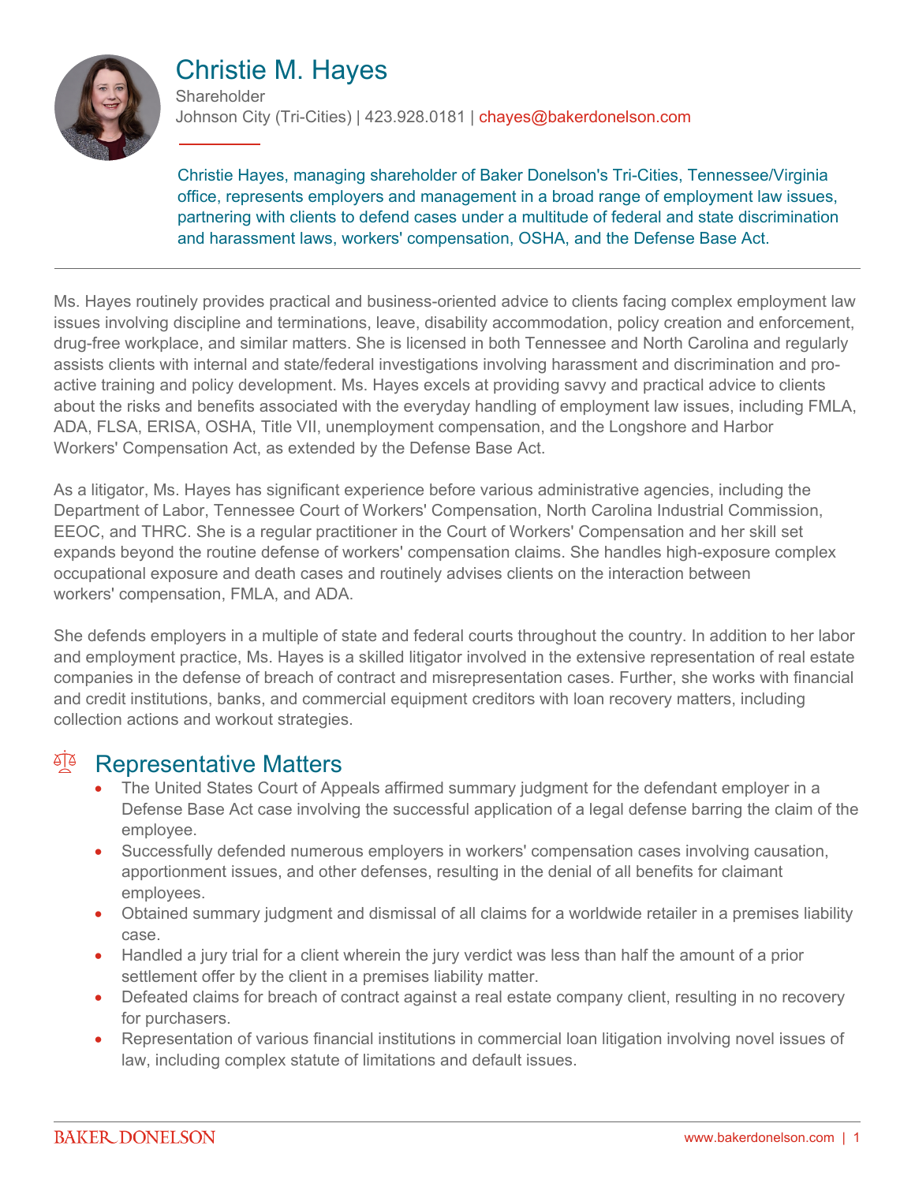# Christie M. Hayes

Shareholder

Johnson City (Tri-Cities) | 423.928.0181 | chayes@bakerdonelson.com

Christie Hayes, managing shareholder of Baker Donelson's Tri-Cities, Tennessee/Virginia office, represents employers and management in a broad range of employment law issues, partnering with clients to defend cases under a multitude of federal and state discrimination and harassment laws, workers' compensation, OSHA, and the Defense Base Act.

---

Ms. Hayes routinely provides practical and business-oriented advice to clients facing complex employment law issues involving discipline and terminations, leave, disability accommodation, policy creation and enforcement, drug-free workplace, and similar matters. She is licensed in both Tennessee and North Carolina and regularly assists clients with internal and state/federal investigations involving harassment and discrimination and pro-active training and policy development. Ms. Hayes excels at providing savvy and practical advice to clients about the risks and benefits associated with the everyday handling of employment law issues, including FMLA, ADA, FLSA, ERISA, OSHA, Title VII, unemployment compensation, and the Longshore and Harbor Workers' Compensation Act, as extended by the Defense Base Act.

As a litigator, Ms. Hayes has significant experience before various administrative agencies, including the Department of Labor, Tennessee Court of Workers' Compensation, North Carolina Industrial Commission, EEOC, and THRC. She is a regular practitioner in the Court of Workers' Compensation and her skill set expands beyond the routine defense of workers' compensation claims. She handles high-exposure complex occupational exposure and death cases and routinely advises clients on the interaction between workers' compensation, FMLA, and ADA.

She defends employers in a multiple of state and federal courts throughout the country. In addition to her labor and employment practice, Ms. Hayes is a skilled litigator involved in the extensive representation of real estate companies in the defense of breach of contract and misrepresentation cases. Further, she works with financial and credit institutions, banks, and commercial equipment creditors with loan recovery matters, including collection actions and workout strategies.

## Representative Matters

- The United States Court of Appeals affirmed summary judgment for the defendant employer in a Defense Base Act case involving the successful application of a legal defense barring the claim of the employee.
- Successfully defended numerous employers in workers' compensation cases involving causation, apportionment issues, and other defenses, resulting in the denial of all benefits for claimant employees.
- Obtained summary judgment and dismissal of all claims for a worldwide retailer in a premises liability case.
- Handled a jury trial for a client wherein the jury verdict was less than half the amount of a prior settlement offer by the client in a premises liability matter.
- Defeated claims for breach of contract against a real estate company client, resulting in no recovery for purchasers.
- Representation of various financial institutions in commercial loan litigation involving novel issues of law, including complex statute of limitations and default issues.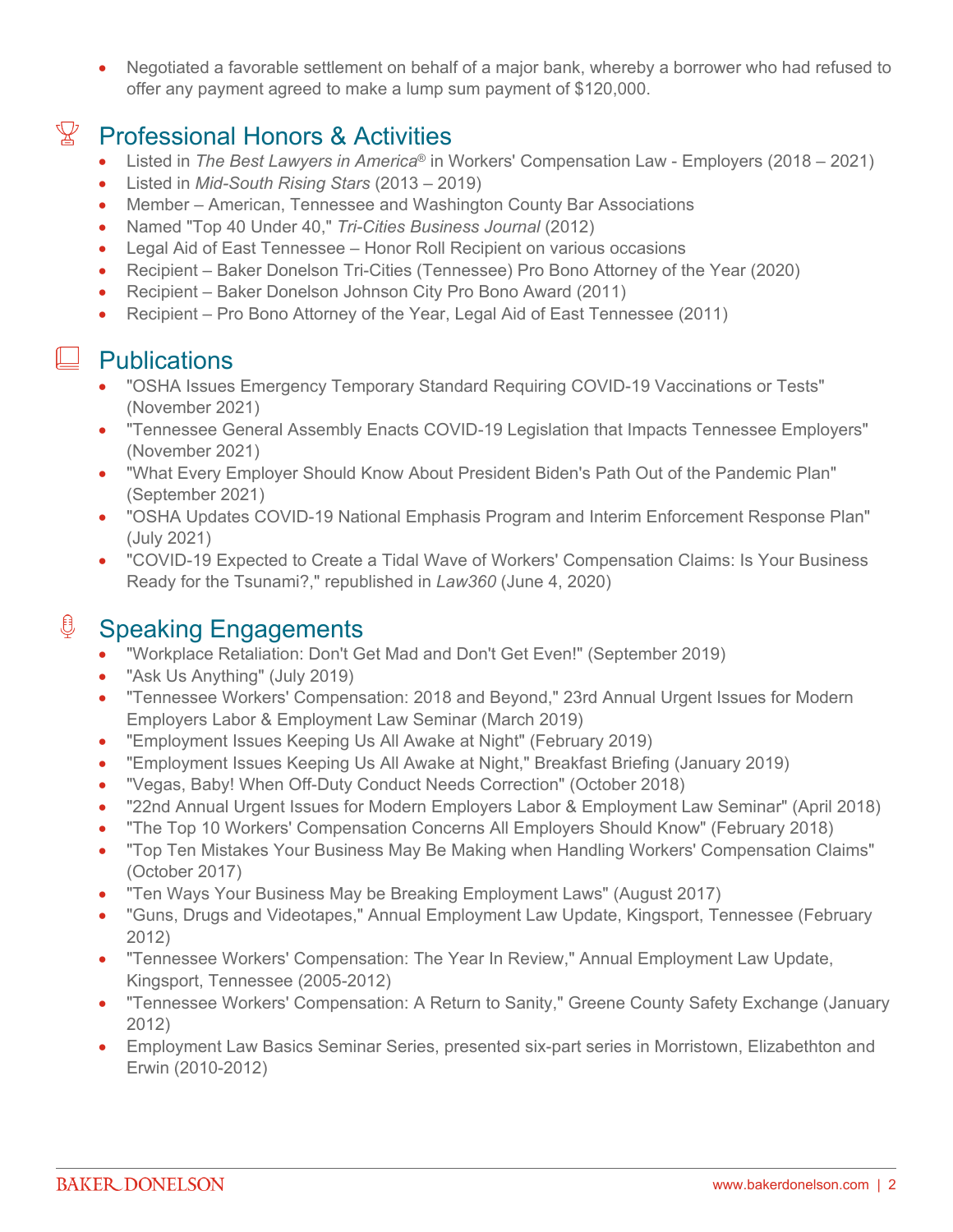- Negotiated a favorable settlement on behalf of a major bank, whereby a borrower who had refused to offer any payment agreed to make a lump sum payment of $120,000.

## Professional Honors & Activities

- Listed in *The Best Lawyers in America®* in Workers' Compensation Law - Employers (2018 – 2021)
- Listed in *Mid-South Rising Stars* (2013 – 2019)
- Member – American, Tennessee and Washington County Bar Associations
- Named "Top 40 Under 40," *Tri-Cities Business Journal* (2012)
- Legal Aid of East Tennessee – Honor Roll Recipient on various occasions
- Recipient – Baker Donelson Tri-Cities (Tennessee) Pro Bono Attorney of the Year (2020)
- Recipient – Baker Donelson Johnson City Pro Bono Award (2011)
- Recipient – Pro Bono Attorney of the Year, Legal Aid of East Tennessee (2011)

## Publications

- "OSHA Issues Emergency Temporary Standard Requiring COVID-19 Vaccinations or Tests" (November 2021)
- "Tennessee General Assembly Enacts COVID-19 Legislation that Impacts Tennessee Employers" (November 2021)
- "What Every Employer Should Know About President Biden's Path Out of the Pandemic Plan" (September 2021)
- "OSHA Updates COVID-19 National Emphasis Program and Interim Enforcement Response Plan" (July 2021)
- "COVID-19 Expected to Create a Tidal Wave of Workers' Compensation Claims: Is Your Business Ready for the Tsunami?," republished in *Law360* (June 4, 2020)

## Speaking Engagements

- "Workplace Retaliation: Don't Get Mad and Don't Get Even!" (September 2019)
- "Ask Us Anything" (July 2019)
- "Tennessee Workers' Compensation: 2018 and Beyond," 23rd Annual Urgent Issues for Modern Employers Labor & Employment Law Seminar (March 2019)
- "Employment Issues Keeping Us All Awake at Night" (February 2019)
- "Employment Issues Keeping Us All Awake at Night," Breakfast Briefing (January 2019)
- "Vegas, Baby! When Off-Duty Conduct Needs Correction" (October 2018)
- "22nd Annual Urgent Issues for Modern Employers Labor & Employment Law Seminar" (April 2018)
- "The Top 10 Workers' Compensation Concerns All Employers Should Know" (February 2018)
- "Top Ten Mistakes Your Business May Be Making when Handling Workers' Compensation Claims" (October 2017)
- "Ten Ways Your Business May be Breaking Employment Laws" (August 2017)
- "Guns, Drugs and Videotapes," Annual Employment Law Update, Kingsport, Tennessee (February 2012)
- "Tennessee Workers' Compensation: The Year In Review," Annual Employment Law Update, Kingsport, Tennessee (2005-2012)
- "Tennessee Workers' Compensation: A Return to Sanity," Greene County Safety Exchange (January 2012)
- Employment Law Basics Seminar Series, presented six-part series in Morristown, Elizabethton and Erwin (2010-2012)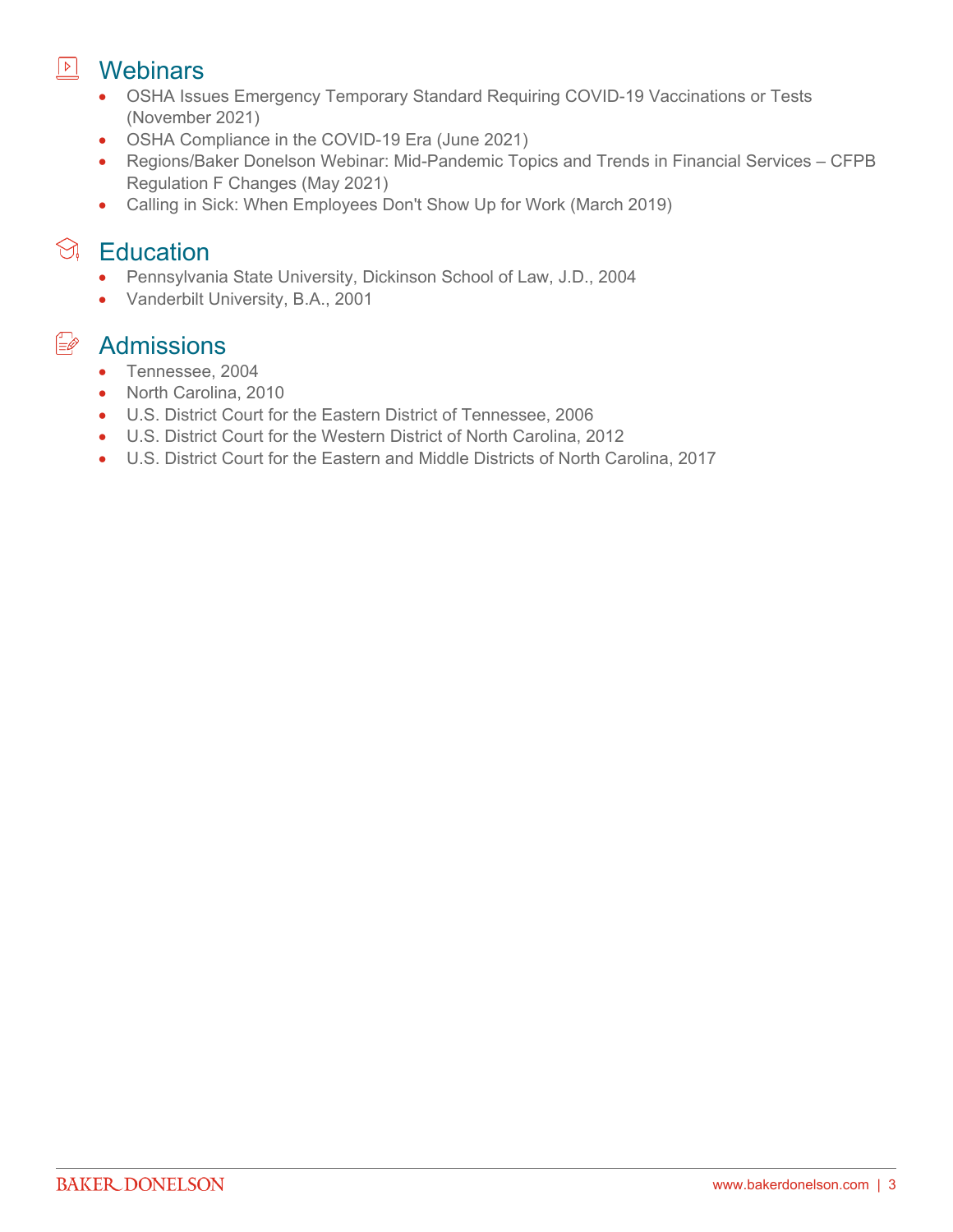## Webinars

- OSHA Issues Emergency Temporary Standard Requiring COVID-19 Vaccinations or Tests (November 2021)
- OSHA Compliance in the COVID-19 Era (June 2021)
- Regions/Baker Donelson Webinar: Mid-Pandemic Topics and Trends in Financial Services – CFPB Regulation F Changes (May 2021)
- Calling in Sick: When Employees Don't Show Up for Work (March 2019)

## Education

- Pennsylvania State University, Dickinson School of Law, J.D., 2004
- Vanderbilt University, B.A., 2001

## Admissions

- Tennessee, 2004
- North Carolina, 2010
- U.S. District Court for the Eastern District of Tennessee, 2006
- U.S. District Court for the Western District of North Carolina, 2012
- U.S. District Court for the Eastern and Middle Districts of North Carolina, 2017